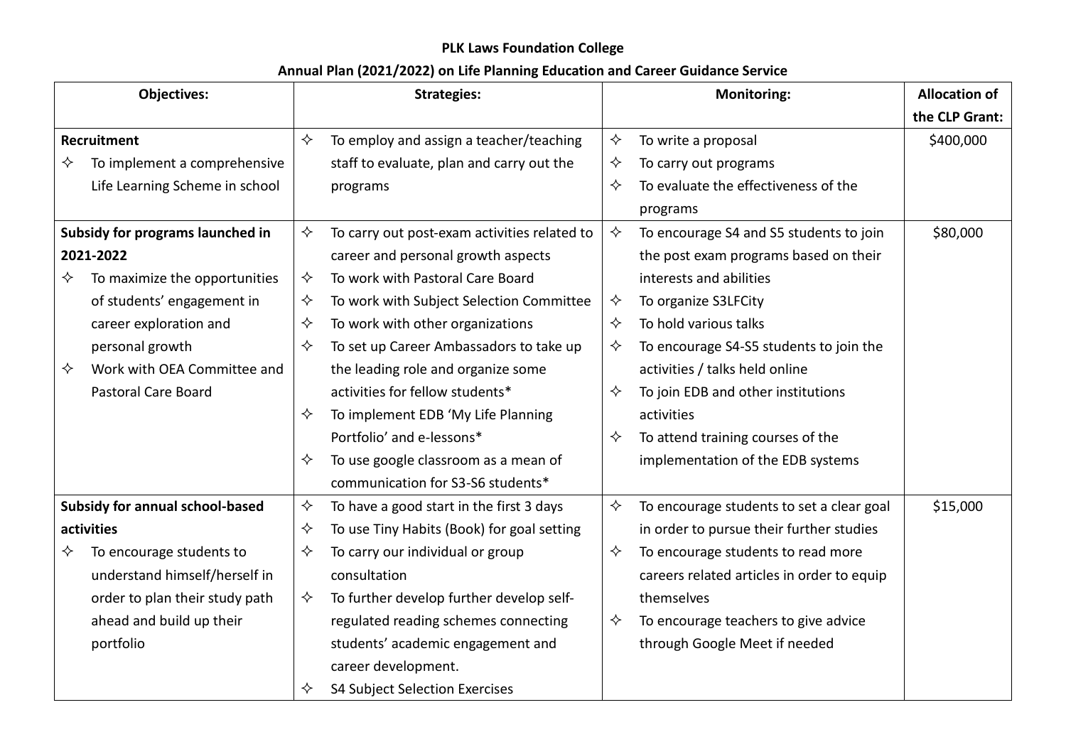**PLK Laws Foundation College**

**Annual Plan (2021/2022) on Life Planning Education and Career Guidance Service**

| Objectives: | Strategies: | Monitoring: | Allocation of the CLP Grant: |
|---|---|---|---|
| **Recruitment**<br>✧ To implement a comprehensive Life Learning Scheme in school | ✧ To employ and assign a teacher/teaching staff to evaluate, plan and carry out the programs | ✧ To write a proposal<br>✧ To carry out programs<br>✧ To evaluate the effectiveness of the programs | $400,000 |
| **Subsidy for programs launched in 2021-2022**<br>✧ To maximize the opportunities of students' engagement in career exploration and personal growth<br>✧ Work with OEA Committee and Pastoral Care Board | ✧ To carry out post-exam activities related to career and personal growth aspects<br>✧ To work with Pastoral Care Board<br>✧ To work with Subject Selection Committee<br>✧ To work with other organizations<br>✧ To set up Career Ambassadors to take up the leading role and organize some activities for fellow students*<br>✧ To implement EDB 'My Life Planning Portfolio' and e-lessons*<br>✧ To use google classroom as a mean of communication for S3-S6 students* | ✧ To encourage S4 and S5 students to join the post exam programs based on their interests and abilities<br>✧ To organize S3LFCity<br>✧ To hold various talks<br>✧ To encourage S4-S5 students to join the activities / talks held online<br>✧ To join EDB and other institutions activities<br>✧ To attend training courses of the implementation of the EDB systems | $80,000 |
| **Subsidy for annual school-based activities**<br>✧ To encourage students to understand himself/herself in order to plan their study path ahead and build up their portfolio | ✧ To have a good start in the first 3 days<br>✧ To use Tiny Habits (Book) for goal setting<br>✧ To carry our individual or group consultation<br>✧ To further develop further develop self-regulated reading schemes connecting students' academic engagement and career development.<br>✧ S4 Subject Selection Exercises | ✧ To encourage students to set a clear goal in order to pursue their further studies<br>✧ To encourage students to read more careers related articles in order to equip themselves<br>✧ To encourage teachers to give advice through Google Meet if needed | $15,000 |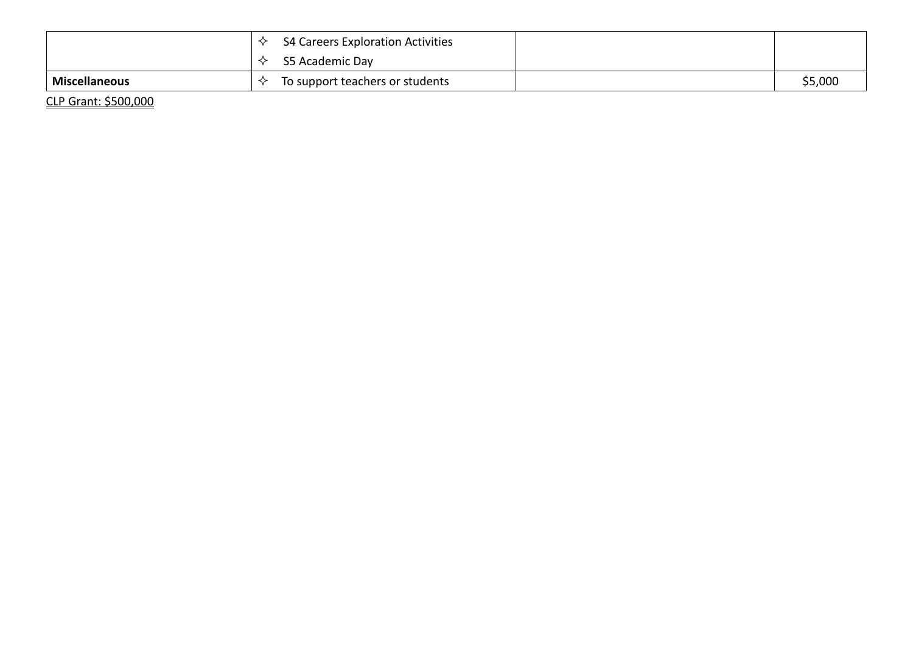| | | | |
|---|---|---|---|
| | ✧ S4 Careers Exploration Activities<br>✧ S5 Academic Day | | |
| **Miscellaneous** | ✧ To support teachers or students | | $5,000 |

CLP Grant: $500,000